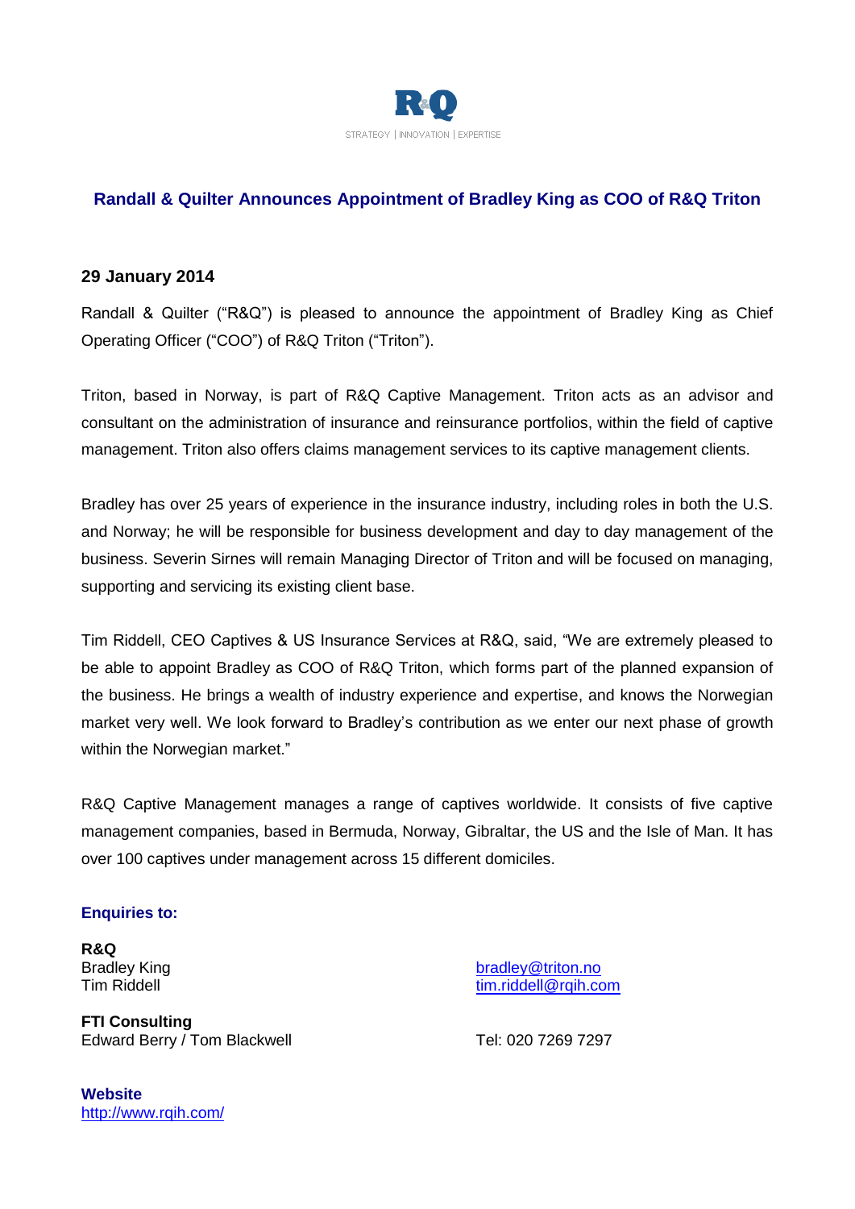R&Q

STRATEGY | INNOVATION | EXPERTISE

# Randall & Quilter Announces Appointment of Bradley King as COO of R&Q Triton

**29 January 2014**

Randall & Quilter ("R&Q") is pleased to announce the appointment of Bradley King as Chief Operating Officer ("COO") of R&Q Triton ("Triton").

Triton, based in Norway, is part of R&Q Captive Management. Triton acts as an advisor and consultant on the administration of insurance and reinsurance portfolios, within the field of captive management. Triton also offers claims management services to its captive management clients.

Bradley has over 25 years of experience in the insurance industry, including roles in both the U.S. and Norway; he will be responsible for business development and day to day management of the business. Severin Sirnes will remain Managing Director of Triton and will be focused on managing, supporting and servicing its existing client base.

Tim Riddell, CEO Captives & US Insurance Services at R&Q, said, "We are extremely pleased to be able to appoint Bradley as COO of R&Q Triton, which forms part of the planned expansion of the business. He brings a wealth of industry experience and expertise, and knows the Norwegian market very well. We look forward to Bradley's contribution as we enter our next phase of growth within the Norwegian market."

R&Q Captive Management manages a range of captives worldwide. It consists of five captive management companies, based in Bermuda, Norway, Gibraltar, the US and the Isle of Man. It has over 100 captives under management across 15 different domiciles.

**Enquiries to:**

**R&Q**
Bradley King — bradley@triton.no
Tim Riddell — tim.riddell@rqih.com

**FTI Consulting**
Edward Berry / Tom Blackwell — Tel: 020 7269 7297

**Website**
http://www.rqih.com/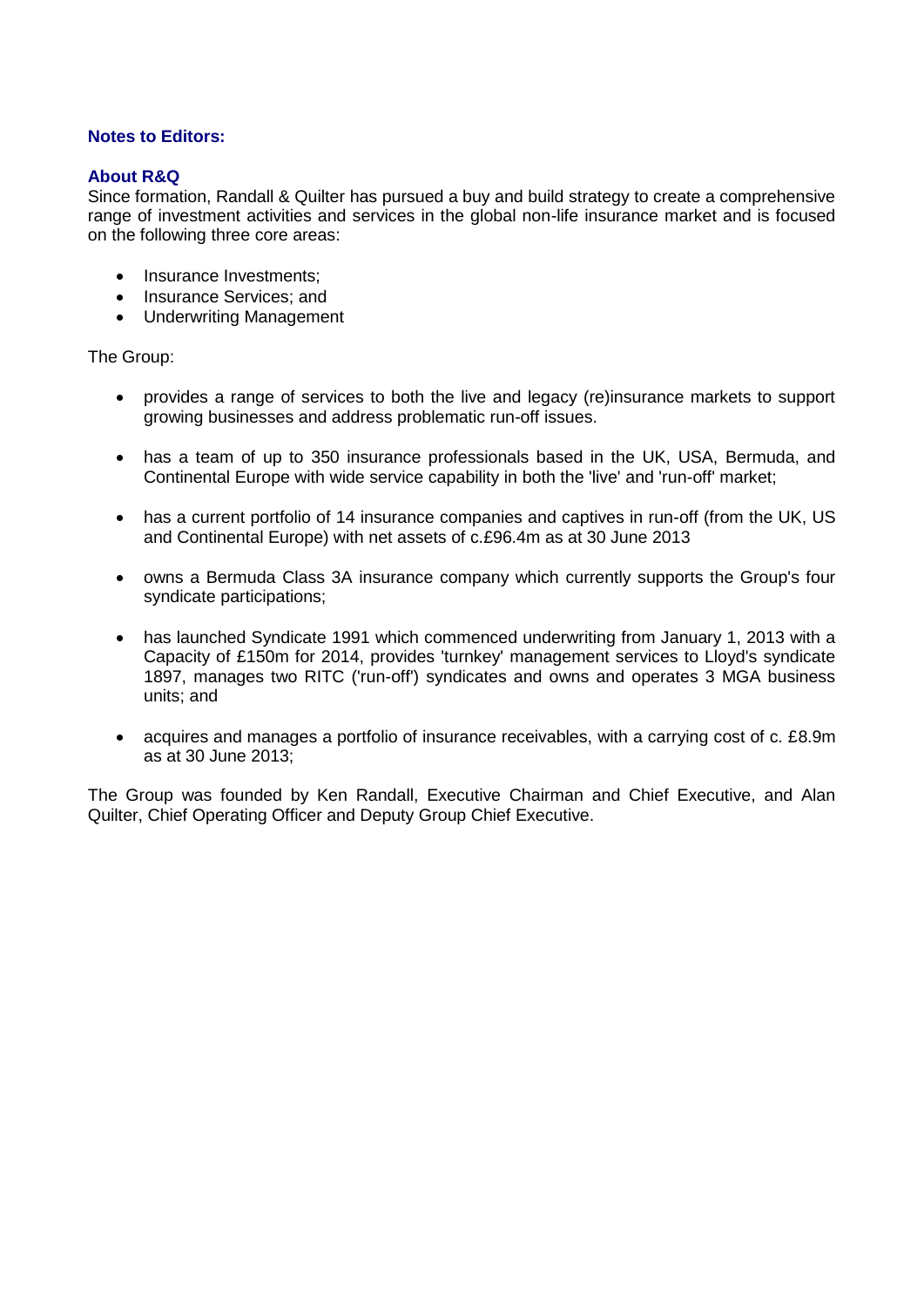## Notes to Editors:

### About R&Q

Since formation, Randall & Quilter has pursued a buy and build strategy to create a comprehensive range of investment activities and services in the global non-life insurance market and is focused on the following three core areas:

- Insurance Investments;
- Insurance Services; and
- Underwriting Management

The Group:

- provides a range of services to both the live and legacy (re)insurance markets to support growing businesses and address problematic run-off issues.
- has a team of up to 350 insurance professionals based in the UK, USA, Bermuda, and Continental Europe with wide service capability in both the 'live' and 'run-off' market;
- has a current portfolio of 14 insurance companies and captives in run-off (from the UK, US and Continental Europe) with net assets of c.£96.4m as at 30 June 2013
- owns a Bermuda Class 3A insurance company which currently supports the Group's four syndicate participations;
- has launched Syndicate 1991 which commenced underwriting from January 1, 2013 with a Capacity of £150m for 2014, provides 'turnkey' management services to Lloyd's syndicate 1897, manages two RITC ('run-off') syndicates and owns and operates 3 MGA business units; and
- acquires and manages a portfolio of insurance receivables, with a carrying cost of c. £8.9m as at 30 June 2013;

The Group was founded by Ken Randall, Executive Chairman and Chief Executive, and Alan Quilter, Chief Operating Officer and Deputy Group Chief Executive.